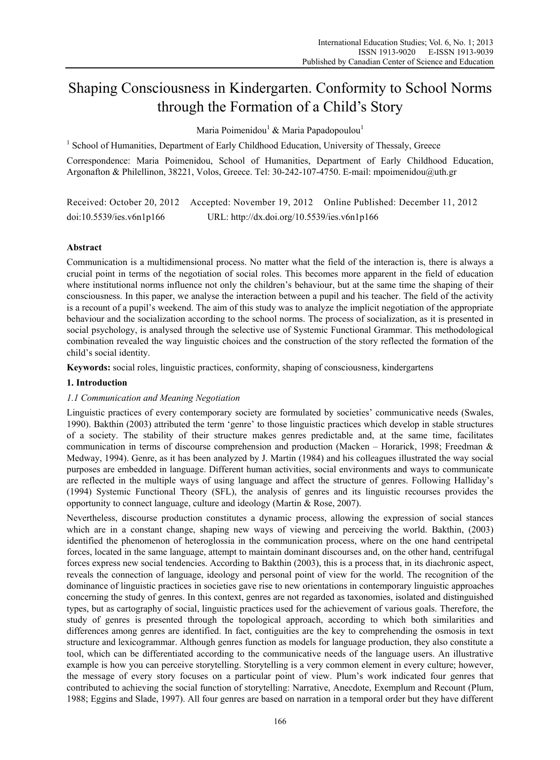# Shaping Consciousness in Kindergarten. Conformity to School Norms through the Formation of a Child's Story

Maria Poimenidou[1] & Maria Papadopoulou[1]

[1] School of Humanities, Department of Early Childhood Education, University of Thessaly, Greece

Correspondence: Maria Poimenidou, School of Humanities, Department of Early Childhood Education, Argonafton & Philellinon, 38221, Volos, Greece. Tel: 30-242-107-4750. E-mail: mpoimenidou@uth.gr

Received: October 20, 2012 Accepted: November 19, 2012 Online Published: December 11, 2012

doi:10.5539/ies.v6n1p166 URL: http://dx.doi.org/10.5539/ies.v6n1p166

## Abstract

Communication is a multidimensional process. No matter what the field of the interaction is, there is always a crucial point in terms of the negotiation of social roles. This becomes more apparent in the field of education where institutional norms influence not only the children's behaviour, but at the same time the shaping of their consciousness. In this paper, we analyse the interaction between a pupil and his teacher. The field of the activity is a recount of a pupil's weekend. The aim of this study was to analyze the implicit negotiation of the appropriate behaviour and the socialization according to the school norms. The process of socialization, as it is presented in social psychology, is analysed through the selective use of Systemic Functional Grammar. This methodological combination revealed the way linguistic choices and the construction of the story reflected the formation of the child's social identity.

**Keywords:** social roles, linguistic practices, conformity, shaping of consciousness, kindergartens

## 1. Introduction

### 1.1 Communication and Meaning Negotiation

Linguistic practices of every contemporary society are formulated by societies' communicative needs (Swales, 1990). Bakthin (2003) attributed the term 'genre' to those linguistic practices which develop in stable structures of a society. The stability of their structure makes genres predictable and, at the same time, facilitates communication in terms of discourse comprehension and production (Macken – Horarick, 1998; Freedman & Medway, 1994). Genre, as it has been analyzed by J. Martin (1984) and his colleagues illustrated the way social purposes are embedded in language. Different human activities, social environments and ways to communicate are reflected in the multiple ways of using language and affect the structure of genres. Following Halliday's (1994) Systemic Functional Theory (SFL), the analysis of genres and its linguistic recourses provides the opportunity to connect language, culture and ideology (Martin & Rose, 2007).

Nevertheless, discourse production constitutes a dynamic process, allowing the expression of social stances which are in a constant change, shaping new ways of viewing and perceiving the world. Bakthin, (2003) identified the phenomenon of heteroglossia in the communication process, where on the one hand centripetal forces, located in the same language, attempt to maintain dominant discourses and, on the other hand, centrifugal forces express new social tendencies. According to Bakthin (2003), this is a process that, in its diachronic aspect, reveals the connection of language, ideology and personal point of view for the world. The recognition of the dominance of linguistic practices in societies gave rise to new orientations in contemporary linguistic approaches concerning the study of genres. In this context, genres are not regarded as taxonomies, isolated and distinguished types, but as cartography of social, linguistic practices used for the achievement of various goals. Therefore, the study of genres is presented through the topological approach, according to which both similarities and differences among genres are identified. In fact, contiguities are the key to comprehending the osmosis in text structure and lexicogrammar. Although genres function as models for language production, they also constitute a tool, which can be differentiated according to the communicative needs of the language users. An illustrative example is how you can perceive storytelling. Storytelling is a very common element in every culture; however, the message of every story focuses on a particular point of view. Plum's work indicated four genres that contributed to achieving the social function of storytelling: Narrative, Anecdote, Exemplum and Recount (Plum, 1988; Eggins and Slade, 1997). All four genres are based on narration in a temporal order but they have different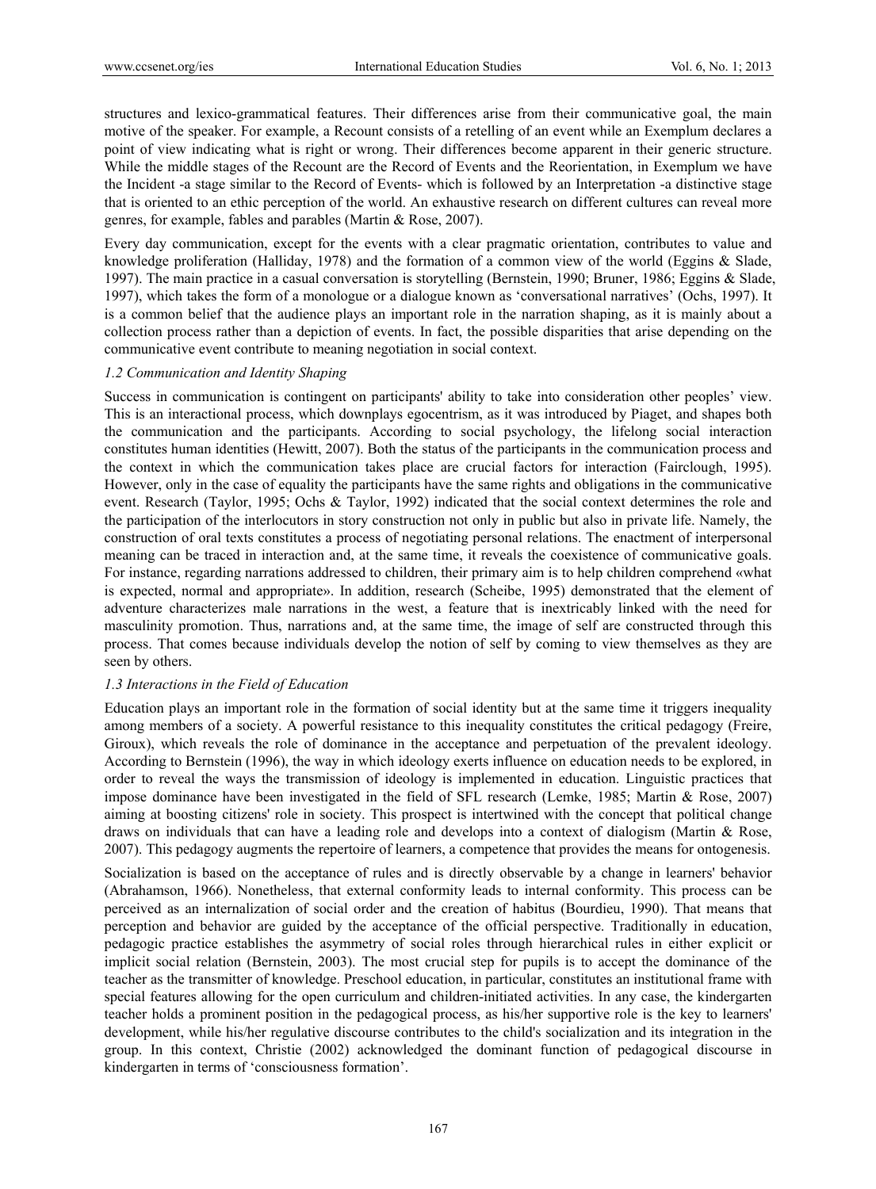structures and lexico-grammatical features. Their differences arise from their communicative goal, the main motive of the speaker. For example, a Recount consists of a retelling of an event while an Exemplum declares a point of view indicating what is right or wrong. Their differences become apparent in their generic structure. While the middle stages of the Recount are the Record of Events and the Reorientation, in Exemplum we have the Incident -a stage similar to the Record of Events- which is followed by an Interpretation -a distinctive stage that is oriented to an ethic perception of the world. An exhaustive research on different cultures can reveal more genres, for example, fables and parables (Martin & Rose, 2007).

Every day communication, except for the events with a clear pragmatic orientation, contributes to value and knowledge proliferation (Halliday, 1978) and the formation of a common view of the world (Eggins & Slade, 1997). The main practice in a casual conversation is storytelling (Bernstein, 1990; Bruner, 1986; Eggins & Slade, 1997), which takes the form of a monologue or a dialogue known as 'conversational narratives' (Ochs, 1997). It is a common belief that the audience plays an important role in the narration shaping, as it is mainly about a collection process rather than a depiction of events. In fact, the possible disparities that arise depending on the communicative event contribute to meaning negotiation in social context.

### *1.2 Communication and Identity Shaping*

Success in communication is contingent on participants' ability to take into consideration other peoples' view. This is an interactional process, which downplays egocentrism, as it was introduced by Piaget, and shapes both the communication and the participants. According to social psychology, the lifelong social interaction constitutes human identities (Hewitt, 2007). Both the status of the participants in the communication process and the context in which the communication takes place are crucial factors for interaction (Fairclough, 1995). However, only in the case of equality the participants have the same rights and obligations in the communicative event. Research (Taylor, 1995; Ochs & Taylor, 1992) indicated that the social context determines the role and the participation of the interlocutors in story construction not only in public but also in private life. Namely, the construction of oral texts constitutes a process of negotiating personal relations. The enactment of interpersonal meaning can be traced in interaction and, at the same time, it reveals the coexistence of communicative goals. For instance, regarding narrations addressed to children, their primary aim is to help children comprehend «what is expected, normal and appropriate». In addition, research (Scheibe, 1995) demonstrated that the element of adventure characterizes male narrations in the west, a feature that is inextricably linked with the need for masculinity promotion. Thus, narrations and, at the same time, the image of self are constructed through this process. That comes because individuals develop the notion of self by coming to view themselves as they are seen by others.

### *1.3 Interactions in the Field of Education*

Education plays an important role in the formation of social identity but at the same time it triggers inequality among members of a society. A powerful resistance to this inequality constitutes the critical pedagogy (Freire, Giroux), which reveals the role of dominance in the acceptance and perpetuation of the prevalent ideology. According to Bernstein (1996), the way in which ideology exerts influence on education needs to be explored, in order to reveal the ways the transmission of ideology is implemented in education. Linguistic practices that impose dominance have been investigated in the field of SFL research (Lemke, 1985; Martin & Rose, 2007) aiming at boosting citizens' role in society. This prospect is intertwined with the concept that political change draws on individuals that can have a leading role and develops into a context of dialogism (Martin & Rose, 2007). This pedagogy augments the repertoire of learners, a competence that provides the means for ontogenesis.

Socialization is based on the acceptance of rules and is directly observable by a change in learners' behavior (Abrahamson, 1966). Nonetheless, that external conformity leads to internal conformity. This process can be perceived as an internalization of social order and the creation of habitus (Bourdieu, 1990). That means that perception and behavior are guided by the acceptance of the official perspective. Traditionally in education, pedagogic practice establishes the asymmetry of social roles through hierarchical rules in either explicit or implicit social relation (Bernstein, 2003). The most crucial step for pupils is to accept the dominance of the teacher as the transmitter of knowledge. Preschool education, in particular, constitutes an institutional frame with special features allowing for the open curriculum and children-initiated activities. In any case, the kindergarten teacher holds a prominent position in the pedagogical process, as his/her supportive role is the key to learners' development, while his/her regulative discourse contributes to the child's socialization and its integration in the group. In this context, Christie (2002) acknowledged the dominant function of pedagogical discourse in kindergarten in terms of 'consciousness formation'.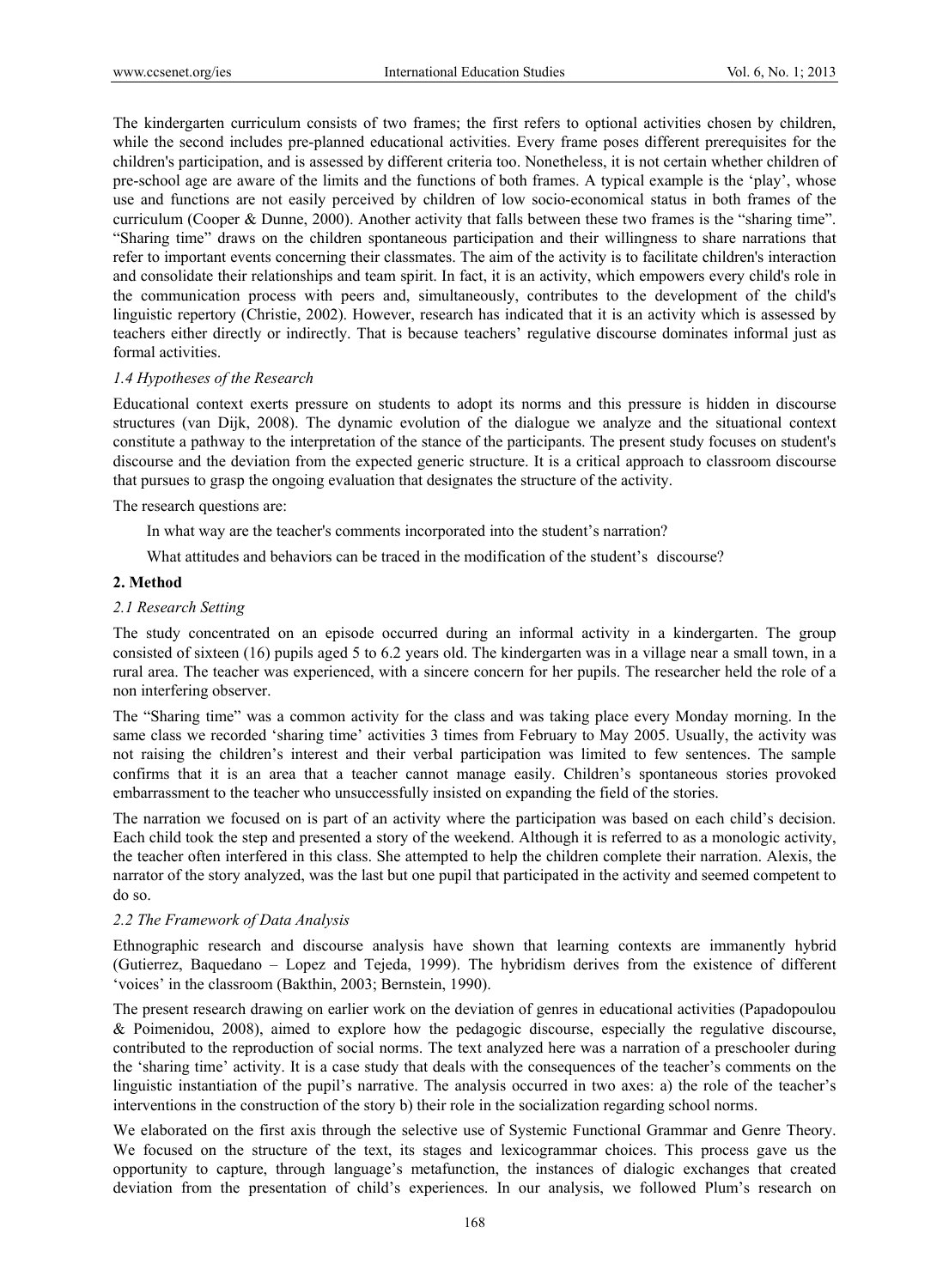The kindergarten curriculum consists of two frames; the first refers to optional activities chosen by children, while the second includes pre-planned educational activities. Every frame poses different prerequisites for the children's participation, and is assessed by different criteria too. Nonetheless, it is not certain whether children of pre-school age are aware of the limits and the functions of both frames. A typical example is the 'play', whose use and functions are not easily perceived by children of low socio-economical status in both frames of the curriculum (Cooper & Dunne, 2000). Another activity that falls between these two frames is the "sharing time". "Sharing time" draws on the children spontaneous participation and their willingness to share narrations that refer to important events concerning their classmates. The aim of the activity is to facilitate children's interaction and consolidate their relationships and team spirit. In fact, it is an activity, which empowers every child's role in the communication process with peers and, simultaneously, contributes to the development of the child's linguistic repertory (Christie, 2002). However, research has indicated that it is an activity which is assessed by teachers either directly or indirectly. That is because teachers' regulative discourse dominates informal just as formal activities.

### *1.4 Hypotheses of the Research*

Educational context exerts pressure on students to adopt its norms and this pressure is hidden in discourse structures (van Dijk, 2008). The dynamic evolution of the dialogue we analyze and the situational context constitute a pathway to the interpretation of the stance of the participants. The present study focuses on student's discourse and the deviation from the expected generic structure. It is a critical approach to classroom discourse that pursues to grasp the ongoing evaluation that designates the structure of the activity.

The research questions are:

In what way are the teacher's comments incorporated into the student's narration?

What attitudes and behaviors can be traced in the modification of the student's discourse?

## **2. Method**

### *2.1 Research Setting*

The study concentrated on an episode occurred during an informal activity in a kindergarten. The group consisted of sixteen (16) pupils aged 5 to 6.2 years old. The kindergarten was in a village near a small town, in a rural area. The teacher was experienced, with a sincere concern for her pupils. The researcher held the role of a non interfering observer.

The "Sharing time" was a common activity for the class and was taking place every Monday morning. In the same class we recorded 'sharing time' activities 3 times from February to May 2005. Usually, the activity was not raising the children's interest and their verbal participation was limited to few sentences. The sample confirms that it is an area that a teacher cannot manage easily. Children's spontaneous stories provoked embarrassment to the teacher who unsuccessfully insisted on expanding the field of the stories.

The narration we focused on is part of an activity where the participation was based on each child's decision. Each child took the step and presented a story of the weekend. Although it is referred to as a monologic activity, the teacher often interfered in this class. She attempted to help the children complete their narration. Alexis, the narrator of the story analyzed, was the last but one pupil that participated in the activity and seemed competent to do so.

### *2.2 The Framework of Data Analysis*

Ethnographic research and discourse analysis have shown that learning contexts are immanently hybrid (Gutierrez, Baquedano – Lopez and Tejeda, 1999). The hybridism derives from the existence of different 'voices' in the classroom (Bakthin, 2003; Bernstein, 1990).

The present research drawing on earlier work on the deviation of genres in educational activities (Papadopoulou & Poimenidou, 2008), aimed to explore how the pedagogic discourse, especially the regulative discourse, contributed to the reproduction of social norms. The text analyzed here was a narration of a preschooler during the 'sharing time' activity. It is a case study that deals with the consequences of the teacher's comments on the linguistic instantiation of the pupil's narrative. The analysis occurred in two axes: a) the role of the teacher's interventions in the construction of the story b) their role in the socialization regarding school norms.

We elaborated on the first axis through the selective use of Systemic Functional Grammar and Genre Theory. We focused on the structure of the text, its stages and lexicogrammar choices. This process gave us the opportunity to capture, through language's metafunction, the instances of dialogic exchanges that created deviation from the presentation of child's experiences. In our analysis, we followed Plum's research on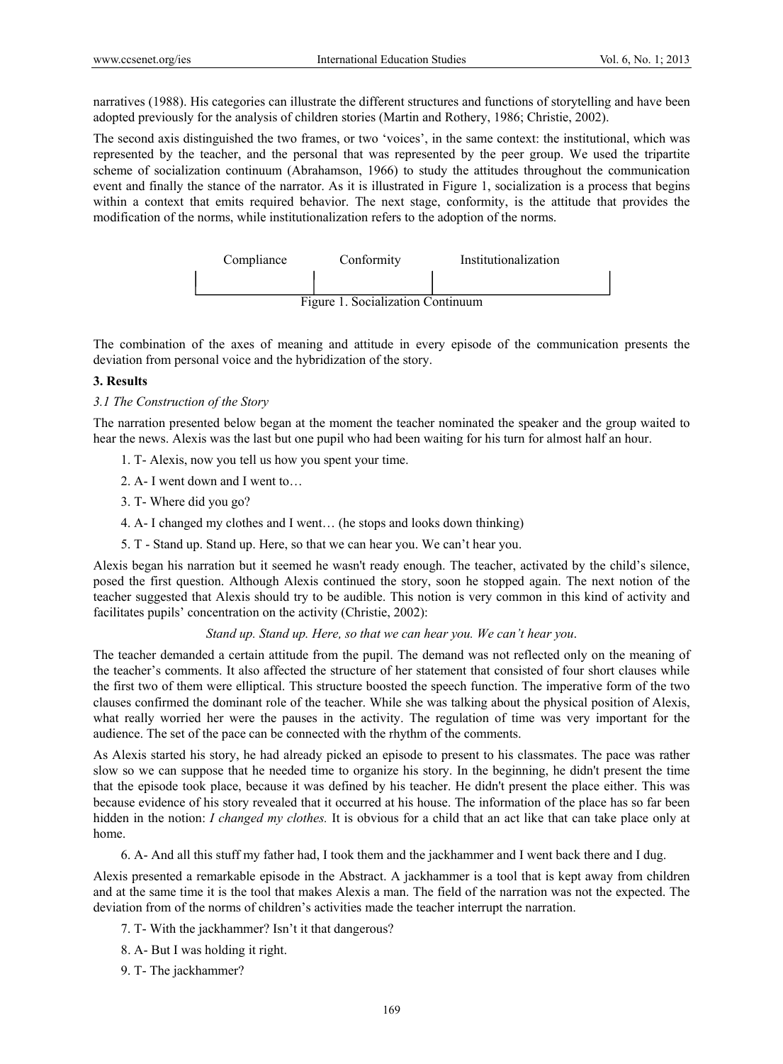narratives (1988). His categories can illustrate the different structures and functions of storytelling and have been adopted previously for the analysis of children stories (Martin and Rothery, 1986; Christie, 2002).

The second axis distinguished the two frames, or two 'voices', in the same context: the institutional, which was represented by the teacher, and the personal that was represented by the peer group. We used the tripartite scheme of socialization continuum (Abrahamson, 1966) to study the attitudes throughout the communication event and finally the stance of the narrator. As it is illustrated in Figure 1, socialization is a process that begins within a context that emits required behavior. The next stage, conformity, is the attitude that provides the modification of the norms, while institutionalization refers to the adoption of the norms.

Compliance | Conformity | Institutionalization

Figure 1. Socialization Continuum

The combination of the axes of meaning and attitude in every episode of the communication presents the deviation from personal voice and the hybridization of the story.

## 3. Results

### 3.1 The Construction of the Story

The narration presented below began at the moment the teacher nominated the speaker and the group waited to hear the news. Alexis was the last but one pupil who had been waiting for his turn for almost half an hour.

1. T- Alexis, now you tell us how you spent your time.
2. A- I went down and I went to…
3. T- Where did you go?
4. A- I changed my clothes and I went… (he stops and looks down thinking)
5. T - Stand up. Stand up. Here, so that we can hear you. We can't hear you.

Alexis began his narration but it seemed he wasn't ready enough. The teacher, activated by the child's silence, posed the first question. Although Alexis continued the story, soon he stopped again. The next notion of the teacher suggested that Alexis should try to be audible. This notion is very common in this kind of activity and facilitates pupils' concentration on the activity (Christie, 2002):

*Stand up. Stand up. Here, so that we can hear you. We can't hear you*.

The teacher demanded a certain attitude from the pupil. The demand was not reflected only on the meaning of the teacher's comments. It also affected the structure of her statement that consisted of four short clauses while the first two of them were elliptical. This structure boosted the speech function. The imperative form of the two clauses confirmed the dominant role of the teacher. While she was talking about the physical position of Alexis, what really worried her were the pauses in the activity. The regulation of time was very important for the audience. The set of the pace can be connected with the rhythm of the comments.

As Alexis started his story, he had already picked an episode to present to his classmates. The pace was rather slow so we can suppose that he needed time to organize his story. In the beginning, he didn't present the time that the episode took place, because it was defined by his teacher. He didn't present the place either. This was because evidence of his story revealed that it occurred at his house. The information of the place has so far been hidden in the notion: *I changed my clothes.* It is obvious for a child that an act like that can take place only at home.

6. A- And all this stuff my father had, I took them and the jackhammer and I went back there and I dug.

Alexis presented a remarkable episode in the Abstract. A jackhammer is a tool that is kept away from children and at the same time it is the tool that makes Alexis a man. The field of the narration was not the expected. The deviation from of the norms of children's activities made the teacher interrupt the narration.

7. T- With the jackhammer? Isn't it that dangerous?
8. A- But I was holding it right.
9. T- The jackhammer?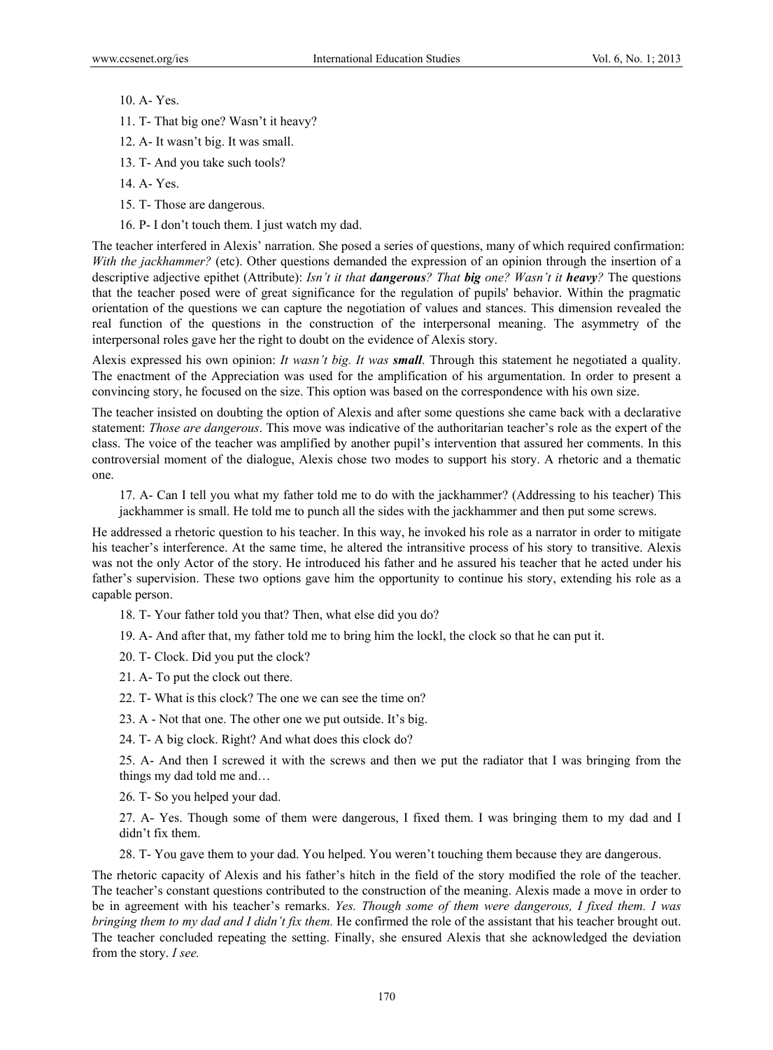10. A- Yes.

11. T- That big one? Wasn't it heavy?

12. A- It wasn't big. It was small.

13. T- And you take such tools?

14. A- Yes.

15. T- Those are dangerous.

16. P- I don't touch them. I just watch my dad.

The teacher interfered in Alexis' narration. She posed a series of questions, many of which required confirmation: *With the jackhammer?* (etc). Other questions demanded the expression of an opinion through the insertion of a descriptive adjective epithet (Attribute): *Isn't it that **dangerous**? That **big** one? Wasn't it **heavy**?* The questions that the teacher posed were of great significance for the regulation of pupils' behavior. Within the pragmatic orientation of the questions we can capture the negotiation of values and stances. This dimension revealed the real function of the questions in the construction of the interpersonal meaning. The asymmetry of the interpersonal roles gave her the right to doubt on the evidence of Alexis story.

Alexis expressed his own opinion: *It wasn't big. It was **small***. Through this statement he negotiated a quality. The enactment of the Appreciation was used for the amplification of his argumentation. In order to present a convincing story, he focused on the size. This option was based on the correspondence with his own size.

The teacher insisted on doubting the option of Alexis and after some questions she came back with a declarative statement: *Those are dangerous*. This move was indicative of the authoritarian teacher's role as the expert of the class. The voice of the teacher was amplified by another pupil's intervention that assured her comments. In this controversial moment of the dialogue, Alexis chose two modes to support his story. A rhetoric and a thematic one.

17. A- Can I tell you what my father told me to do with the jackhammer? (Addressing to his teacher) This jackhammer is small. He told me to punch all the sides with the jackhammer and then put some screws.

He addressed a rhetoric question to his teacher. In this way, he invoked his role as a narrator in order to mitigate his teacher's interference. At the same time, he altered the intransitive process of his story to transitive. Alexis was not the only Actor of the story. He introduced his father and he assured his teacher that he acted under his father's supervision. These two options gave him the opportunity to continue his story, extending his role as a capable person.

18. T- Your father told you that? Then, what else did you do?

19. A- And after that, my father told me to bring him the lockl, the clock so that he can put it.

20. T- Clock. Did you put the clock?

21. A- To put the clock out there.

22. T- What is this clock? The one we can see the time on?

23. A - Not that one. The other one we put outside. It's big.

24. T- A big clock. Right? And what does this clock do?

25. A- And then I screwed it with the screws and then we put the radiator that I was bringing from the things my dad told me and…

26. T- So you helped your dad.

27. A- Yes. Though some of them were dangerous, I fixed them. I was bringing them to my dad and I didn't fix them.

28. T- You gave them to your dad. You helped. You weren't touching them because they are dangerous.

The rhetoric capacity of Alexis and his father's hitch in the field of the story modified the role of the teacher. The teacher's constant questions contributed to the construction of the meaning. Alexis made a move in order to be in agreement with his teacher's remarks. *Yes. Though some of them were dangerous, I fixed them. I was bringing them to my dad and I didn't fix them.* He confirmed the role of the assistant that his teacher brought out. The teacher concluded repeating the setting. Finally, she ensured Alexis that she acknowledged the deviation from the story. *I see.*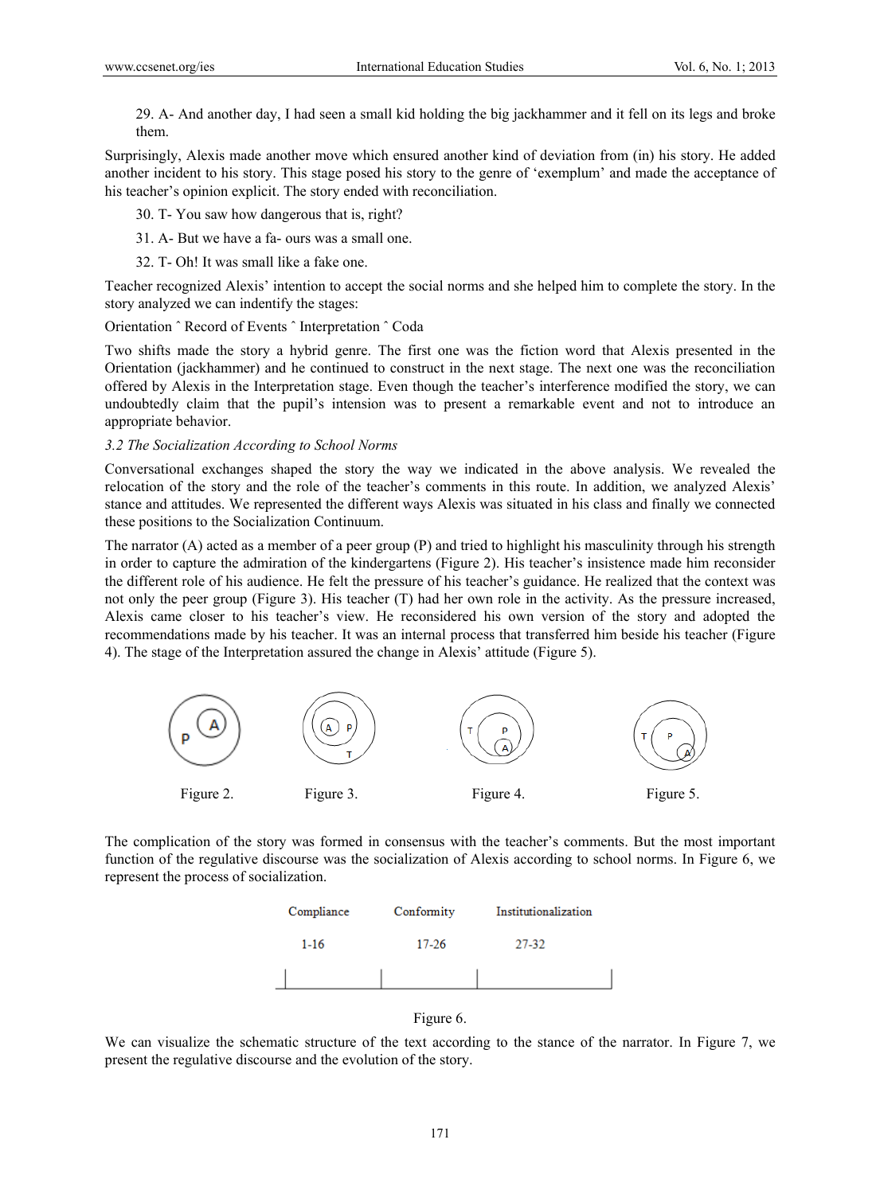29. A- And another day, I had seen a small kid holding the big jackhammer and it fell on its legs and broke them.

Surprisingly, Alexis made another move which ensured another kind of deviation from (in) his story. He added another incident to his story. This stage posed his story to the genre of 'exemplum' and made the acceptance of his teacher's opinion explicit. The story ended with reconciliation.

30. T- You saw how dangerous that is, right?

31. A- But we have a fa- ours was a small one.

32. T- Oh! It was small like a fake one.

Teacher recognized Alexis' intention to accept the social norms and she helped him to complete the story. In the story analyzed we can indentify the stages:

Orientation ˆ Record of Events ˆ Interpretation ˆ Coda

Two shifts made the story a hybrid genre. The first one was the fiction word that Alexis presented in the Orientation (jackhammer) and he continued to construct in the next stage. The next one was the reconciliation offered by Alexis in the Interpretation stage. Even though the teacher's interference modified the story, we can undoubtedly claim that the pupil's intension was to present a remarkable event and not to introduce an appropriate behavior.

### *3.2 The Socialization According to School Norms*

Conversational exchanges shaped the story the way we indicated in the above analysis. We revealed the relocation of the story and the role of the teacher's comments in this route. In addition, we analyzed Alexis' stance and attitudes. We represented the different ways Alexis was situated in his class and finally we connected these positions to the Socialization Continuum.

The narrator (A) acted as a member of a peer group (P) and tried to highlight his masculinity through his strength in order to capture the admiration of the kindergartens (Figure 2). His teacher's insistence made him reconsider the different role of his audience. He felt the pressure of his teacher's guidance. He realized that the context was not only the peer group (Figure 3). His teacher (T) had her own role in the activity. As the pressure increased, Alexis came closer to his teacher's view. He reconsidered his own version of the story and adopted the recommendations made by his teacher. It was an internal process that transferred him beside his teacher (Figure 4). The stage of the Interpretation assured the change in Alexis' attitude (Figure 5).

P A

Figure 2.

A P T

Figure 3.

T P A

Figure 4.

T P A

Figure 5.

The complication of the story was formed in consensus with the teacher's comments. But the most important function of the regulative discourse was the socialization of Alexis according to school norms. In Figure 6, we represent the process of socialization.

Compliance Conformity Institutionalization

1-16 17-26 27-32

Figure 6.

We can visualize the schematic structure of the text according to the stance of the narrator. In Figure 7, we present the regulative discourse and the evolution of the story.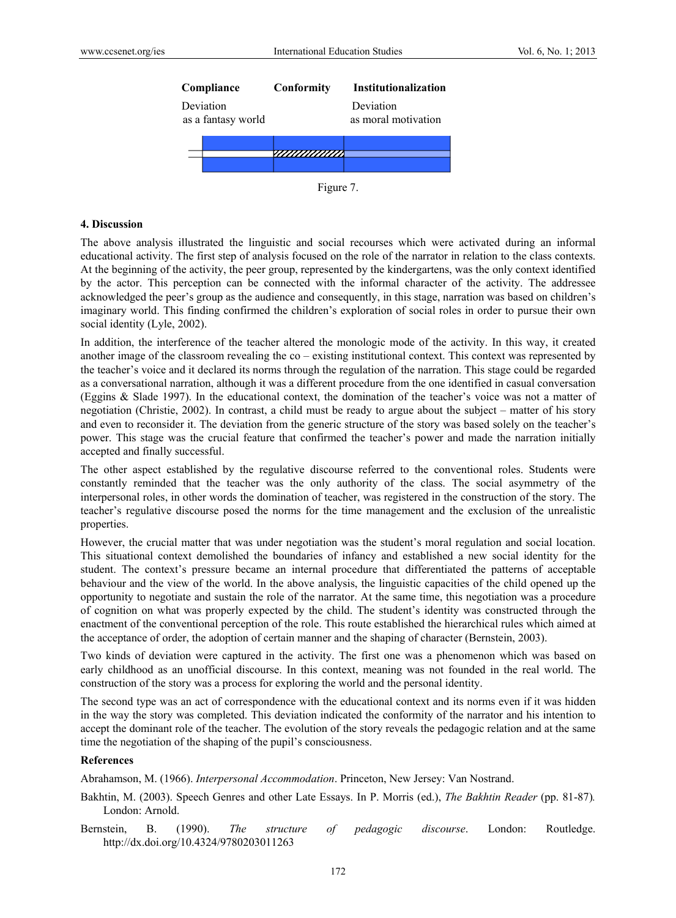Compliance Conformity Institutionalization

Deviation as a fantasy world

Deviation as moral motivation

Figure 7.

### 4. Discussion

The above analysis illustrated the linguistic and social recourses which were activated during an informal educational activity. The first step of analysis focused on the role of the narrator in relation to the class contexts. At the beginning of the activity, the peer group, represented by the kindergartens, was the only context identified by the actor. This perception can be connected with the informal character of the activity. The addressee acknowledged the peer's group as the audience and consequently, in this stage, narration was based on children's imaginary world. This finding confirmed the children's exploration of social roles in order to pursue their own social identity (Lyle, 2002).

In addition, the interference of the teacher altered the monologic mode of the activity. In this way, it created another image of the classroom revealing the co – existing institutional context. This context was represented by the teacher's voice and it declared its norms through the regulation of the narration. This stage could be regarded as a conversational narration, although it was a different procedure from the one identified in casual conversation (Eggins & Slade 1997). In the educational context, the domination of the teacher's voice was not a matter of negotiation (Christie, 2002). In contrast, a child must be ready to argue about the subject – matter of his story and even to reconsider it. The deviation from the generic structure of the story was based solely on the teacher's power. This stage was the crucial feature that confirmed the teacher's power and made the narration initially accepted and finally successful.

The other aspect established by the regulative discourse referred to the conventional roles. Students were constantly reminded that the teacher was the only authority of the class. The social asymmetry of the interpersonal roles, in other words the domination of teacher, was registered in the construction of the story. The teacher's regulative discourse posed the norms for the time management and the exclusion of the unrealistic properties.

However, the crucial matter that was under negotiation was the student's moral regulation and social location. This situational context demolished the boundaries of infancy and established a new social identity for the student. The context's pressure became an internal procedure that differentiated the patterns of acceptable behaviour and the view of the world. In the above analysis, the linguistic capacities of the child opened up the opportunity to negotiate and sustain the role of the narrator. At the same time, this negotiation was a procedure of cognition on what was properly expected by the child. The student's identity was constructed through the enactment of the conventional perception of the role. This route established the hierarchical rules which aimed at the acceptance of order, the adoption of certain manner and the shaping of character (Bernstein, 2003).

Two kinds of deviation were captured in the activity. The first one was a phenomenon which was based on early childhood as an unofficial discourse. In this context, meaning was not founded in the real world. The construction of the story was a process for exploring the world and the personal identity.

The second type was an act of correspondence with the educational context and its norms even if it was hidden in the way the story was completed. This deviation indicated the conformity of the narrator and his intention to accept the dominant role of the teacher. The evolution of the story reveals the pedagogic relation and at the same time the negotiation of the shaping of the pupil's consciousness.

### References

Abrahamson, M. (1966). *Interpersonal Accommodation*. Princeton, New Jersey: Van Nostrand.

Bakhtin, M. (2003). Speech Genres and other Late Essays. In P. Morris (ed.), *The Bakhtin Reader* (pp. 81-87). London: Arnold.

Bernstein, B. (1990). *The structure of pedagogic discourse*. London: Routledge. http://dx.doi.org/10.4324/9780203011263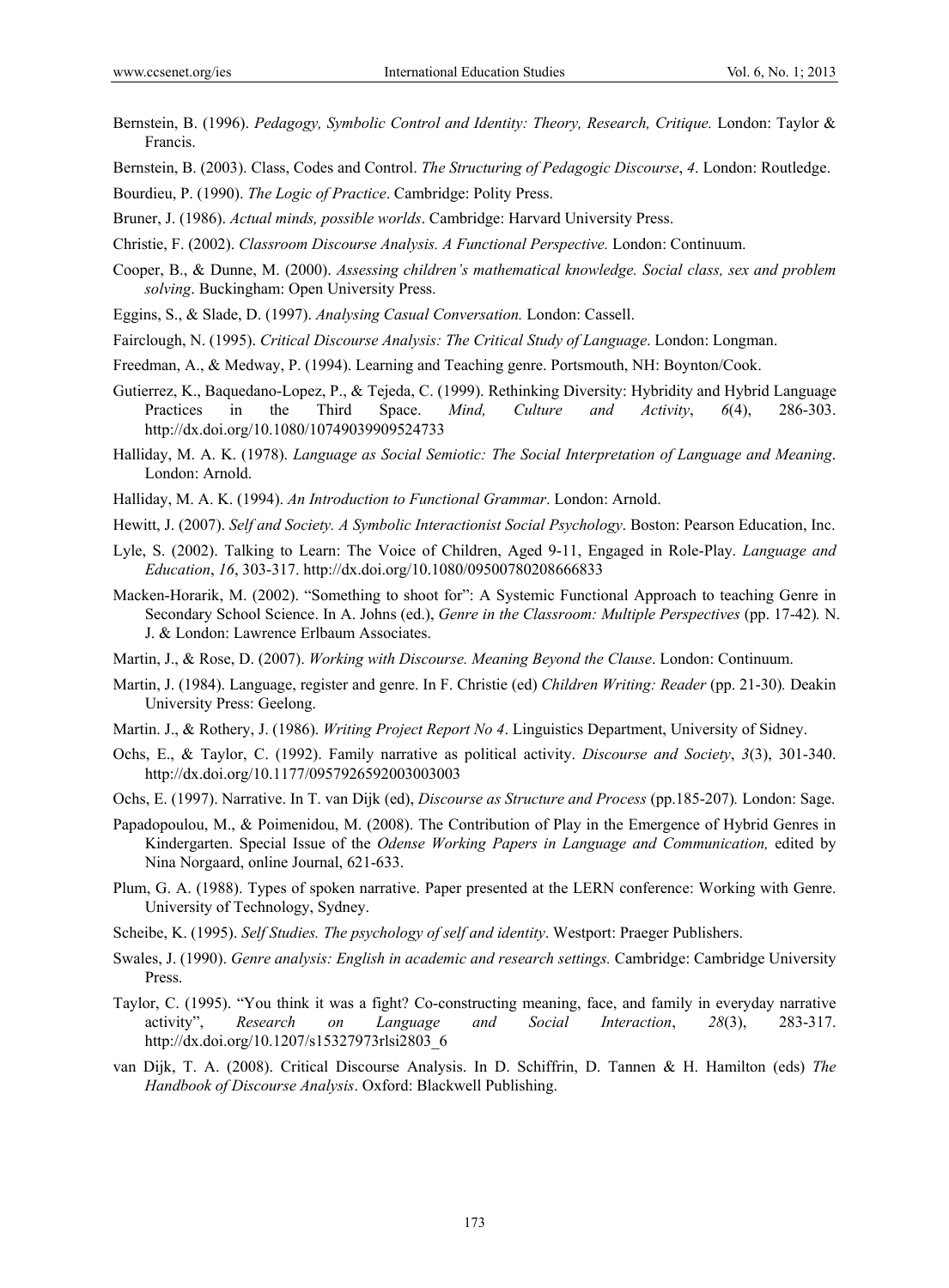Bernstein, B. (1996). *Pedagogy, Symbolic Control and Identity: Theory, Research, Critique.* London: Taylor & Francis.

Bernstein, B. (2003). Class, Codes and Control. *The Structuring of Pedagogic Discourse*, *4*. London: Routledge.

Bourdieu, P. (1990). *The Logic of Practice*. Cambridge: Polity Press.

Bruner, J. (1986). *Actual minds, possible worlds*. Cambridge: Harvard University Press.

Christie, F. (2002). *Classroom Discourse Analysis. A Functional Perspective.* London: Continuum.

Cooper, B., & Dunne, M. (2000). *Assessing children's mathematical knowledge. Social class, sex and problem solving*. Buckingham: Open University Press.

Eggins, S., & Slade, D. (1997). *Analysing Casual Conversation.* London: Cassell.

Fairclough, N. (1995). *Critical Discourse Analysis: The Critical Study of Language*. London: Longman.

Freedman, A., & Medway, P. (1994). Learning and Teaching genre. Portsmouth, NH: Boynton/Cook.

Gutierrez, K., Baquedano-Lopez, P., & Tejeda, C. (1999). Rethinking Diversity: Hybridity and Hybrid Language Practices in the Third Space. *Mind, Culture and Activity*, *6*(4), 286-303. http://dx.doi.org/10.1080/10749039909524733

Halliday, M. A. K. (1978). *Language as Social Semiotic: The Social Interpretation of Language and Meaning*. London: Arnold.

Halliday, M. A. K. (1994). *An Introduction to Functional Grammar*. London: Arnold.

Hewitt, J. (2007). *Self and Society. A Symbolic Interactionist Social Psychology*. Boston: Pearson Education, Inc.

Lyle, S. (2002). Talking to Learn: The Voice of Children, Aged 9-11, Engaged in Role-Play. *Language and Education*, *16*, 303-317. http://dx.doi.org/10.1080/09500780208666833

Macken-Horarik, M. (2002). "Something to shoot for": A Systemic Functional Approach to teaching Genre in Secondary School Science. In A. Johns (ed.), *Genre in the Classroom: Multiple Perspectives* (pp. 17-42)*.* N. J. & London: Lawrence Erlbaum Associates.

Martin, J., & Rose, D. (2007). *Working with Discourse. Meaning Beyond the Clause*. London: Continuum.

Martin, J. (1984). Language, register and genre. In F. Christie (ed) *Children Writing: Reader* (pp. 21-30)*.* Deakin University Press: Geelong.

Martin. J., & Rothery, J. (1986). *Writing Project Report No 4*. Linguistics Department, University of Sidney.

Ochs, E., & Taylor, C. (1992). Family narrative as political activity. *Discourse and Society*, *3*(3), 301-340. http://dx.doi.org/10.1177/0957926592003003003

Ochs, E. (1997). Narrative. In T. van Dijk (ed), *Discourse as Structure and Process* (pp.185-207)*.* London: Sage.

Papadopoulou, M., & Poimenidou, M. (2008). The Contribution of Play in the Emergence of Hybrid Genres in Kindergarten. Special Issue of the *Odense Working Papers in Language and Communication,* edited by Nina Norgaard, online Journal, 621-633.

Plum, G. A. (1988). Types of spoken narrative. Paper presented at the LERN conference: Working with Genre. University of Technology, Sydney.

Scheibe, K. (1995). *Self Studies. The psychology of self and identity*. Westport: Praeger Publishers.

Swales, J. (1990). *Genre analysis: English in academic and research settings.* Cambridge: Cambridge University Press.

Taylor, C. (1995). "You think it was a fight? Co-constructing meaning, face, and family in everyday narrative activity", *Research on Language and Social Interaction*, *28*(3), 283-317. http://dx.doi.org/10.1207/s15327973rlsi2803_6

van Dijk, T. A. (2008). Critical Discourse Analysis. In D. Schiffrin, D. Tannen & H. Hamilton (eds) *The Handbook of Discourse Analysis*. Oxford: Blackwell Publishing.